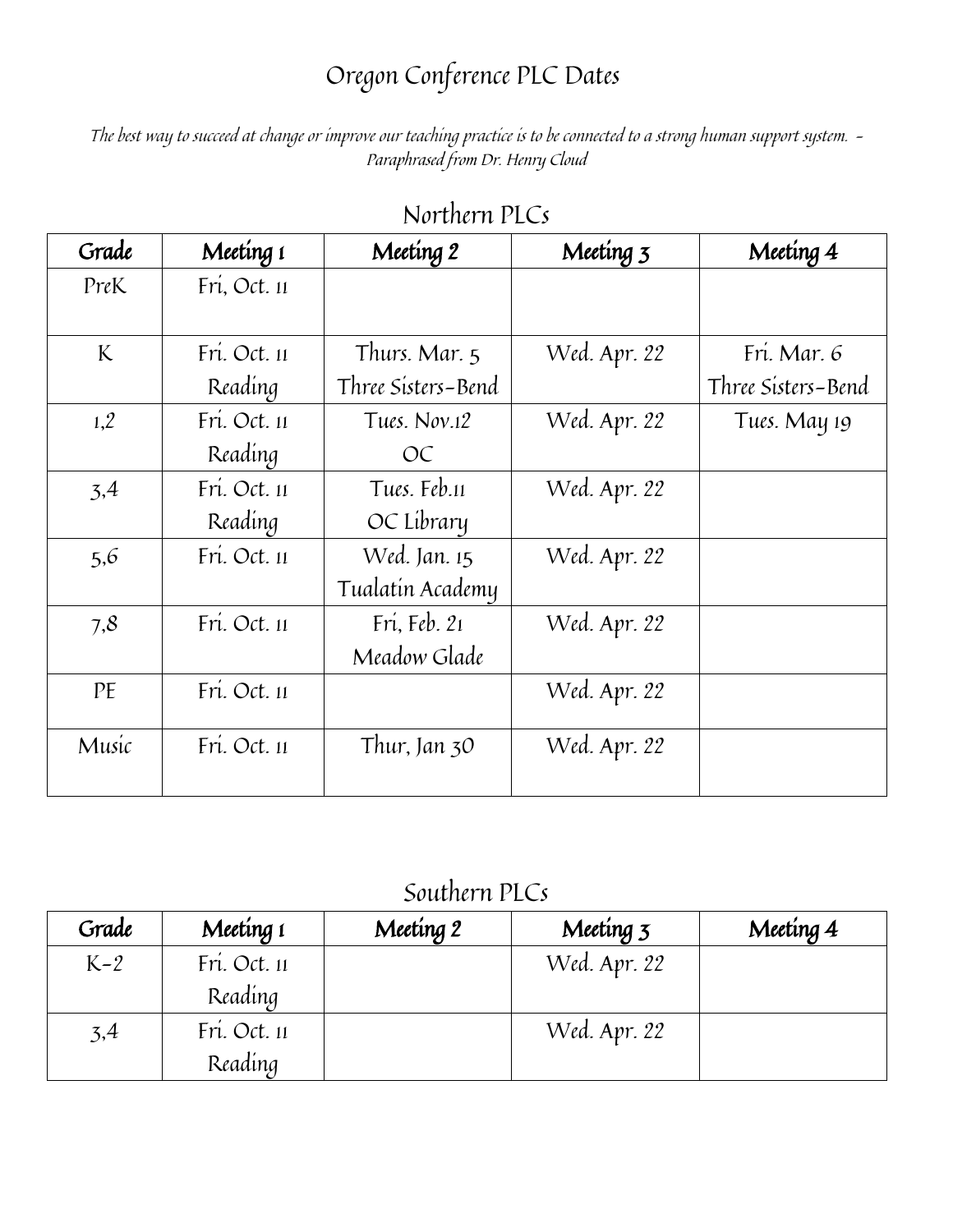# Oregon Conference PLC Dates

*The best way to succeed at change or improve our teaching practice is to be connected to a strong human support system. – Paraphrased from Dr. Henry Cloud*

## Northern PLCs

| Grade | Meeting 1 | Meeting 2 | Meeting 3 | Meeting 4 |
|---|---|---|---|---|
| PreK | Fri, Oct. 11 | | | |
| K | Fri. Oct. 11 Reading | Thurs. Mar. 5 Three Sisters-Bend | Wed. Apr. 22 | Fri. Mar. 6 Three Sisters-Bend |
| 1,2 | Fri. Oct. 11 Reading | Tues. Nov.12 OC | Wed. Apr. 22 | Tues. May 19 |
| 3,4 | Fri. Oct. 11 Reading | Tues. Feb.11 OC Library | Wed. Apr. 22 | |
| 5,6 | Fri. Oct. 11 | Wed. Jan. 15 Tualatin Academy | Wed. Apr. 22 | |
| 7,8 | Fri. Oct. 11 | Fri, Feb. 21 Meadow Glade | Wed. Apr. 22 | |
| PE | Fri. Oct. 11 | | Wed. Apr. 22 | |
| Music | Fri. Oct. 11 | Thur, Jan 30 | Wed. Apr. 22 | |

## Southern PLCs

| Grade | Meeting 1 | Meeting 2 | Meeting 3 | Meeting 4 |
|---|---|---|---|---|
| K-2 | Fri. Oct. 11 Reading | | Wed. Apr. 22 | |
| 3,4 | Fri. Oct. 11 Reading | | Wed. Apr. 22 | |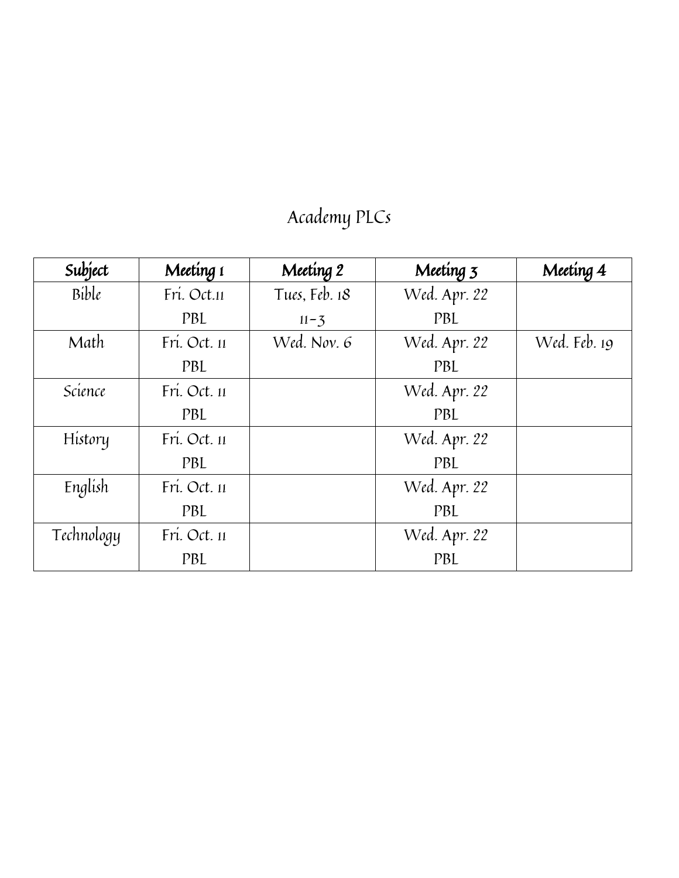# Academy PLCs

| Subject | Meeting 1 | Meeting 2 | Meeting 3 | Meeting 4 |
| --- | --- | --- | --- | --- |
| Bible | Fri. Oct.11 PBL | Tues, Feb. 18 11-3 | Wed. Apr. 22 PBL | |
| Math | Fri. Oct. 11 PBL | Wed. Nov. 6 | Wed. Apr. 22 PBL | Wed. Feb. 19 |
| Science | Fri. Oct. 11 PBL | | Wed. Apr. 22 PBL | |
| History | Fri. Oct. 11 PBL | | Wed. Apr. 22 PBL | |
| English | Fri. Oct. 11 PBL | | Wed. Apr. 22 PBL | |
| Technology | Fri. Oct. 11 PBL | | Wed. Apr. 22 PBL | |